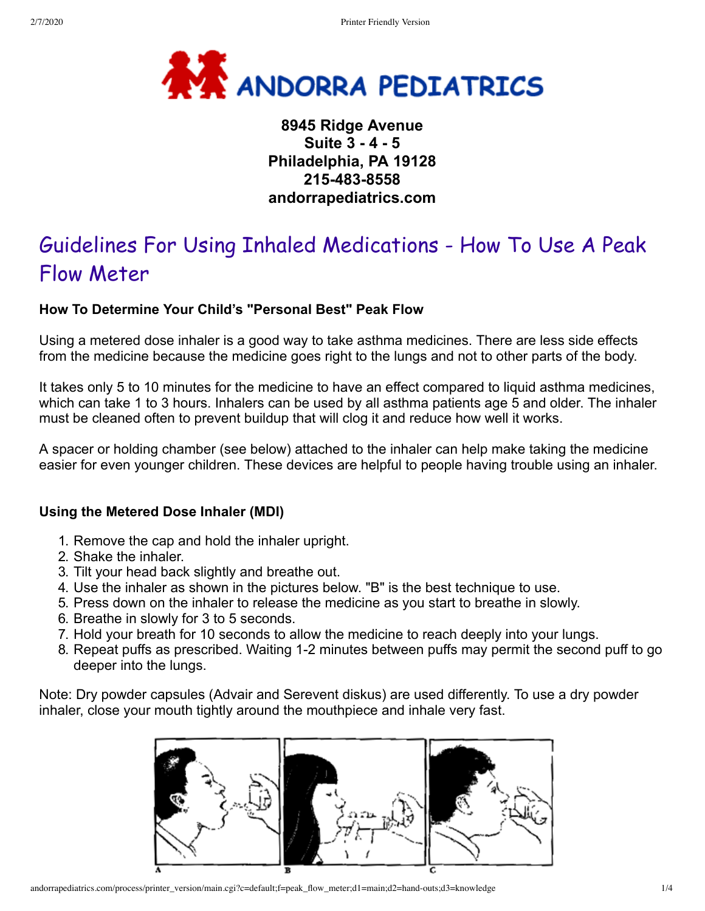# ANDORRA PEDIATRICS

**8945 Ridge Avenue**
**Suite 3 - 4 - 5**
**Philadelphia, PA 19128**
**215-483-8558**
**andorrapediatrics.com**

## Guidelines For Using Inhaled Medications - How To Use A Peak Flow Meter

### How To Determine Your Child's "Personal Best" Peak Flow

Using a metered dose inhaler is a good way to take asthma medicines. There are less side effects from the medicine because the medicine goes right to the lungs and not to other parts of the body.

It takes only 5 to 10 minutes for the medicine to have an effect compared to liquid asthma medicines, which can take 1 to 3 hours. Inhalers can be used by all asthma patients age 5 and older. The inhaler must be cleaned often to prevent buildup that will clog it and reduce how well it works.

A spacer or holding chamber (see below) attached to the inhaler can help make taking the medicine easier for even younger children. These devices are helpful to people having trouble using an inhaler.

### Using the Metered Dose Inhaler (MDI)

1. Remove the cap and hold the inhaler upright.
2. Shake the inhaler.
3. Tilt your head back slightly and breathe out.
4. Use the inhaler as shown in the pictures below. "B" is the best technique to use.
5. Press down on the inhaler to release the medicine as you start to breathe in slowly.
6. Breathe in slowly for 3 to 5 seconds.
7. Hold your breath for 10 seconds to allow the medicine to reach deeply into your lungs.
8. Repeat puffs as prescribed. Waiting 1-2 minutes between puffs may permit the second puff to go deeper into the lungs.

Note: Dry powder capsules (Advair and Serevent diskus) are used differently. To use a dry powder inhaler, close your mouth tightly around the mouthpiece and inhale very fast.

A B C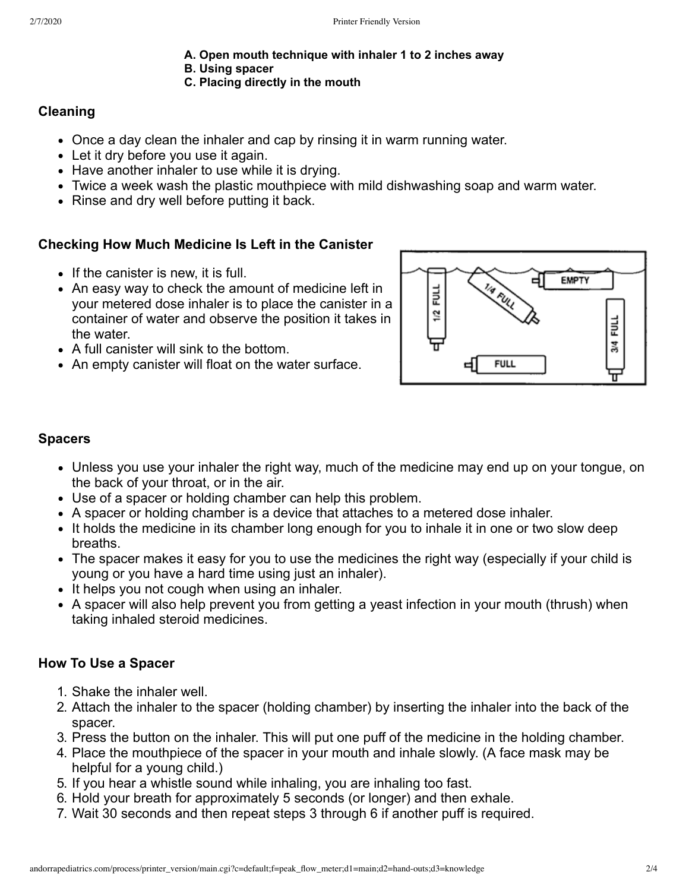**A. Open mouth technique with inhaler 1 to 2 inches away**
**B. Using spacer**
**C. Placing directly in the mouth**

### Cleaning

- Once a day clean the inhaler and cap by rinsing it in warm running water.
- Let it dry before you use it again.
- Have another inhaler to use while it is drying.
- Twice a week wash the plastic mouthpiece with mild dishwashing soap and warm water.
- Rinse and dry well before putting it back.

### Checking How Much Medicine Is Left in the Canister

- If the canister is new, it is full.
- An easy way to check the amount of medicine left in your metered dose inhaler is to place the canister in a container of water and observe the position it takes in the water.
- A full canister will sink to the bottom.
- An empty canister will float on the water surface.

### Spacers

- Unless you use your inhaler the right way, much of the medicine may end up on your tongue, on the back of your throat, or in the air.
- Use of a spacer or holding chamber can help this problem.
- A spacer or holding chamber is a device that attaches to a metered dose inhaler.
- It holds the medicine in its chamber long enough for you to inhale it in one or two slow deep breaths.
- The spacer makes it easy for you to use the medicines the right way (especially if your child is young or you have a hard time using just an inhaler).
- It helps you not cough when using an inhaler.
- A spacer will also help prevent you from getting a yeast infection in your mouth (thrush) when taking inhaled steroid medicines.

### How To Use a Spacer

1. Shake the inhaler well.
2. Attach the inhaler to the spacer (holding chamber) by inserting the inhaler into the back of the spacer.
3. Press the button on the inhaler. This will put one puff of the medicine in the holding chamber.
4. Place the mouthpiece of the spacer in your mouth and inhale slowly. (A face mask may be helpful for a young child.)
5. If you hear a whistle sound while inhaling, you are inhaling too fast.
6. Hold your breath for approximately 5 seconds (or longer) and then exhale.
7. Wait 30 seconds and then repeat steps 3 through 6 if another puff is required.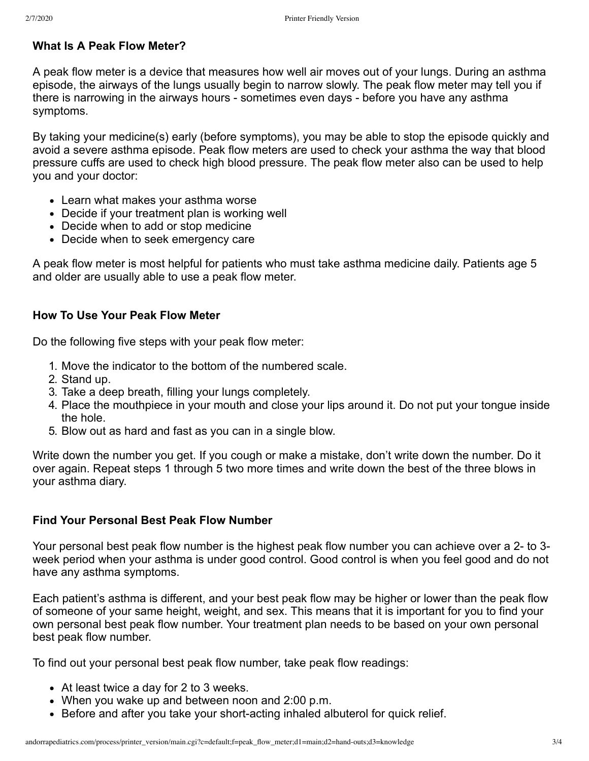### What Is A Peak Flow Meter?

A peak flow meter is a device that measures how well air moves out of your lungs. During an asthma episode, the airways of the lungs usually begin to narrow slowly. The peak flow meter may tell you if there is narrowing in the airways hours - sometimes even days - before you have any asthma symptoms.

By taking your medicine(s) early (before symptoms), you may be able to stop the episode quickly and avoid a severe asthma episode. Peak flow meters are used to check your asthma the way that blood pressure cuffs are used to check high blood pressure. The peak flow meter also can be used to help you and your doctor:

- Learn what makes your asthma worse
- Decide if your treatment plan is working well
- Decide when to add or stop medicine
- Decide when to seek emergency care

A peak flow meter is most helpful for patients who must take asthma medicine daily. Patients age 5 and older are usually able to use a peak flow meter.

### How To Use Your Peak Flow Meter

Do the following five steps with your peak flow meter:

1. Move the indicator to the bottom of the numbered scale.
2. Stand up.
3. Take a deep breath, filling your lungs completely.
4. Place the mouthpiece in your mouth and close your lips around it. Do not put your tongue inside the hole.
5. Blow out as hard and fast as you can in a single blow.

Write down the number you get. If you cough or make a mistake, don't write down the number. Do it over again. Repeat steps 1 through 5 two more times and write down the best of the three blows in your asthma diary.

### Find Your Personal Best Peak Flow Number

Your personal best peak flow number is the highest peak flow number you can achieve over a 2- to 3-week period when your asthma is under good control. Good control is when you feel good and do not have any asthma symptoms.

Each patient's asthma is different, and your best peak flow may be higher or lower than the peak flow of someone of your same height, weight, and sex. This means that it is important for you to find your own personal best peak flow number. Your treatment plan needs to be based on your own personal best peak flow number.

To find out your personal best peak flow number, take peak flow readings:

- At least twice a day for 2 to 3 weeks.
- When you wake up and between noon and 2:00 p.m.
- Before and after you take your short-acting inhaled albuterol for quick relief.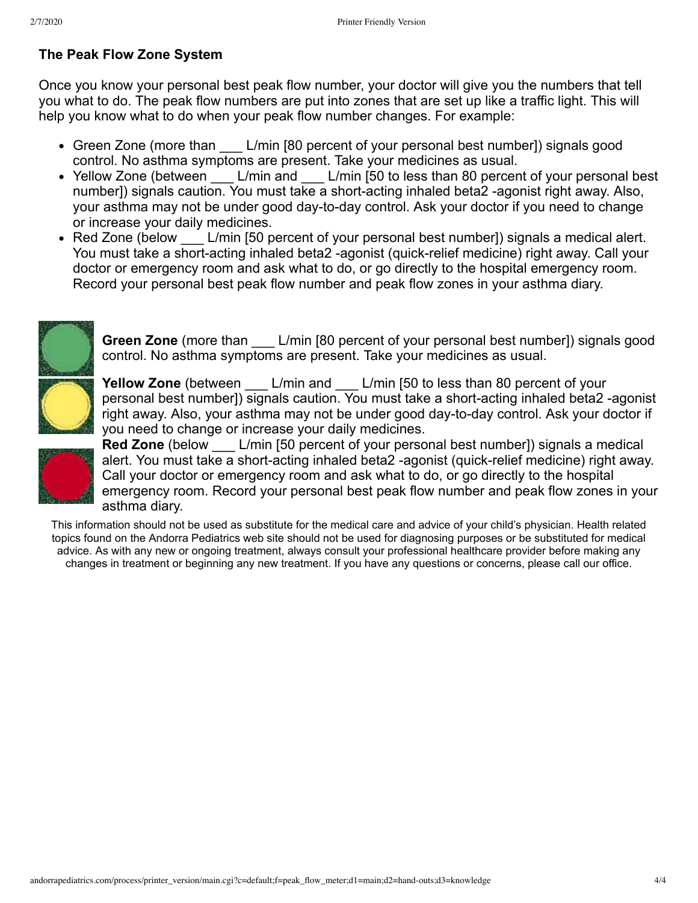### The Peak Flow Zone System

Once you know your personal best peak flow number, your doctor will give you the numbers that tell you what to do. The peak flow numbers are put into zones that are set up like a traffic light. This will help you know what to do when your peak flow number changes. For example:

- Green Zone (more than ___ L/min [80 percent of your personal best number]) signals good control. No asthma symptoms are present. Take your medicines as usual.
- Yellow Zone (between ___ L/min and ___ L/min [50 to less than 80 percent of your personal best number]) signals caution. You must take a short-acting inhaled beta2 -agonist right away. Also, your asthma may not be under good day-to-day control. Ask your doctor if you need to change or increase your daily medicines.
- Red Zone (below ___ L/min [50 percent of your personal best number]) signals a medical alert. You must take a short-acting inhaled beta2 -agonist (quick-relief medicine) right away. Call your doctor or emergency room and ask what to do, or go directly to the hospital emergency room. Record your personal best peak flow number and peak flow zones in your asthma diary.

**Green Zone** (more than ___ L/min [80 percent of your personal best number]) signals good control. No asthma symptoms are present. Take your medicines as usual.

**Yellow Zone** (between ___ L/min and ___ L/min [50 to less than 80 percent of your personal best number]) signals caution. You must take a short-acting inhaled beta2 -agonist right away. Also, your asthma may not be under good day-to-day control. Ask your doctor if you need to change or increase your daily medicines.

**Red Zone** (below ___ L/min [50 percent of your personal best number]) signals a medical alert. You must take a short-acting inhaled beta2 -agonist (quick-relief medicine) right away. Call your doctor or emergency room and ask what to do, or go directly to the hospital emergency room. Record your personal best peak flow number and peak flow zones in your asthma diary.

This information should not be used as substitute for the medical care and advice of your child's physician. Health related topics found on the Andorra Pediatrics web site should not be used for diagnosing purposes or be substituted for medical advice. As with any new or ongoing treatment, always consult your professional healthcare provider before making any changes in treatment or beginning any new treatment. If you have any questions or concerns, please call our office.